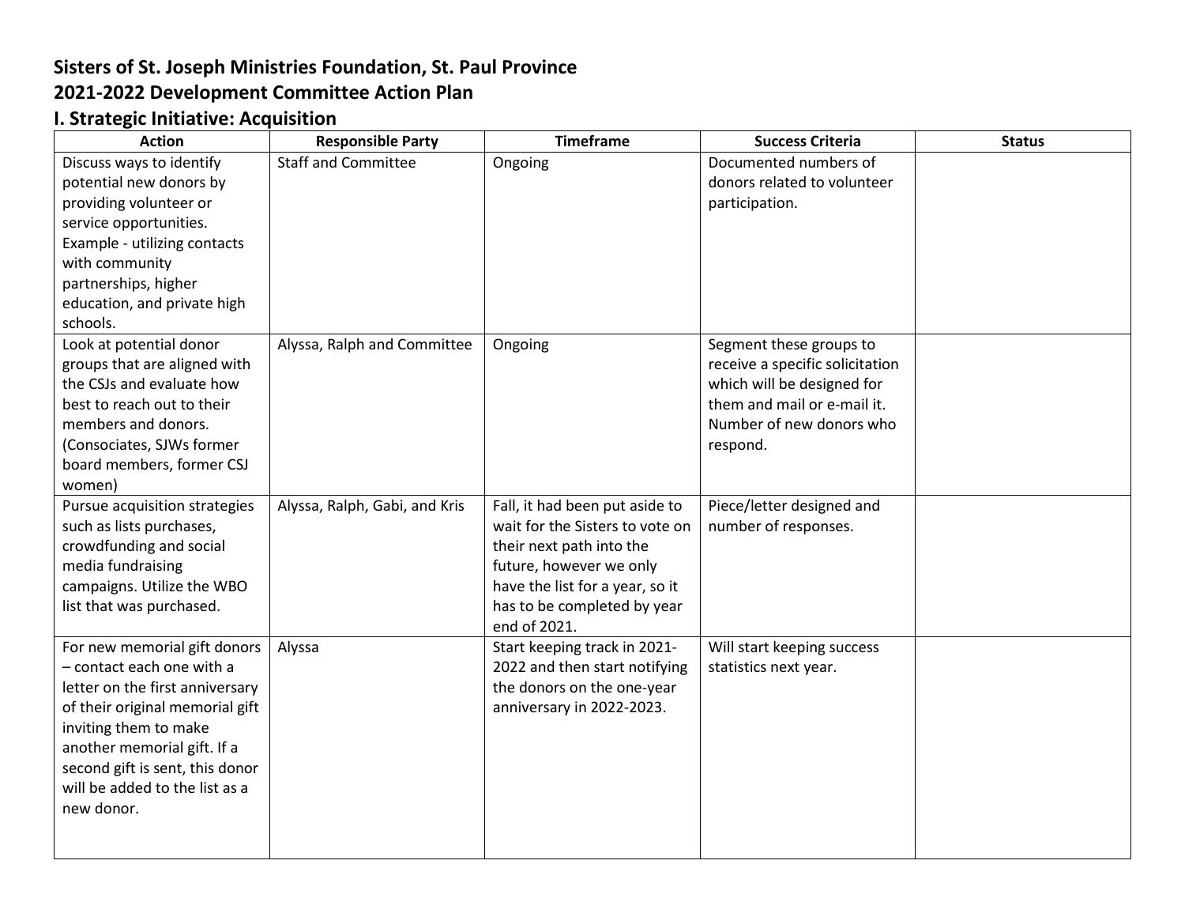# Sisters of St. Joseph Ministries Foundation, St. Paul Province
# 2021-2022 Development Committee Action Plan
## I. Strategic Initiative: Acquisition

| Action | Responsible Party | Timeframe | Success Criteria | Status |
|---|---|---|---|---|
| Discuss ways to identify potential new donors by providing volunteer or service opportunities. Example - utilizing contacts with community partnerships, higher education, and private high schools. | Staff and Committee | Ongoing | Documented numbers of donors related to volunteer participation. | |
| Look at potential donor groups that are aligned with the CSJs and evaluate how best to reach out to their members and donors. (Consociates, SJWs former board members, former CSJ women) | Alyssa, Ralph and Committee | Ongoing | Segment these groups to receive a specific solicitation which will be designed for them and mail or e-mail it. Number of new donors who respond. | |
| Pursue acquisition strategies such as lists purchases, crowdfunding and social media fundraising campaigns. Utilize the WBO list that was purchased. | Alyssa, Ralph, Gabi, and Kris | Fall, it had been put aside to wait for the Sisters to vote on their next path into the future, however we only have the list for a year, so it has to be completed by year end of 2021. | Piece/letter designed and number of responses. | |
| For new memorial gift donors – contact each one with a letter on the first anniversary of their original memorial gift inviting them to make another memorial gift. If a second gift is sent, this donor will be added to the list as a new donor. | Alyssa | Start keeping track in 2021-2022 and then start notifying the donors on the one-year anniversary in 2022-2023. | Will start keeping success statistics next year. | |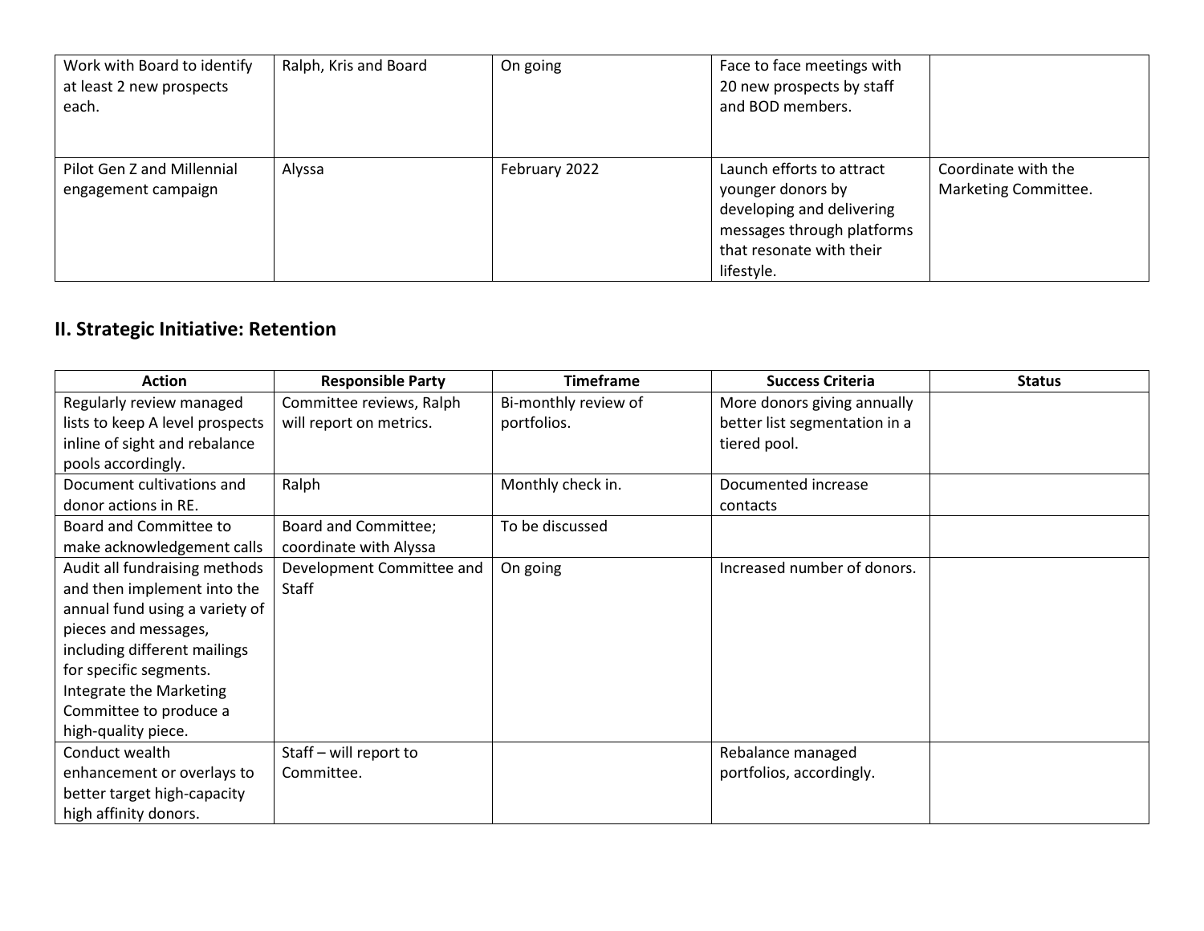| | | | | |
|---|---|---|---|---|
| Work with Board to identify at least 2 new prospects each. | Ralph, Kris and Board | On going | Face to face meetings with 20 new prospects by staff and BOD members. | |
| Pilot Gen Z and Millennial engagement campaign | Alyssa | February 2022 | Launch efforts to attract younger donors by developing and delivering messages through platforms that resonate with their lifestyle. | Coordinate with the Marketing Committee. |

## II. Strategic Initiative: Retention

| Action | Responsible Party | Timeframe | Success Criteria | Status |
|---|---|---|---|---|
| Regularly review managed lists to keep A level prospects inline of sight and rebalance pools accordingly. | Committee reviews, Ralph will report on metrics. | Bi-monthly review of portfolios. | More donors giving annually better list segmentation in a tiered pool. | |
| Document cultivations and donor actions in RE. | Ralph | Monthly check in. | Documented increase contacts | |
| Board and Committee to make acknowledgement calls | Board and Committee; coordinate with Alyssa | To be discussed | | |
| Audit all fundraising methods and then implement into the annual fund using a variety of pieces and messages, including different mailings for specific segments. Integrate the Marketing Committee to produce a high-quality piece. | Development Committee and Staff | On going | Increased number of donors. | |
| Conduct wealth enhancement or overlays to better target high-capacity high affinity donors. | Staff – will report to Committee. | | Rebalance managed portfolios, accordingly. | |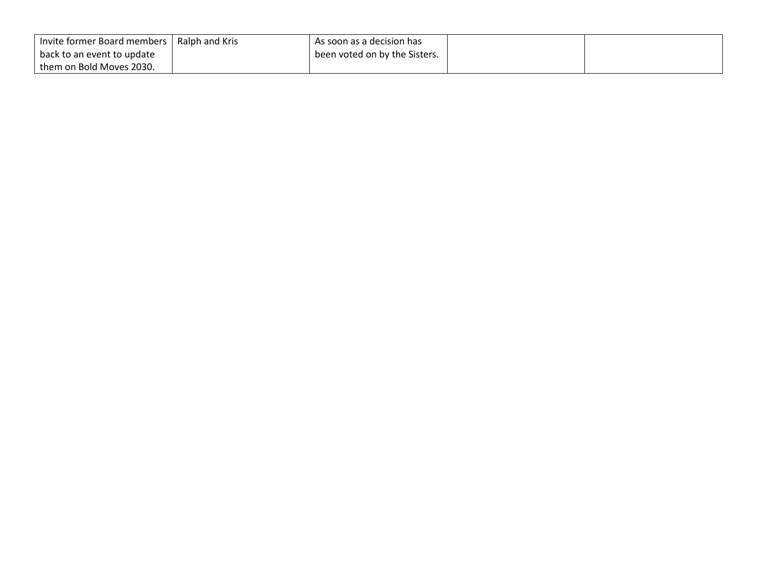| | | | | |
|---|---|---|---|---|
| Invite former Board members back to an event to update them on Bold Moves 2030. | Ralph and Kris | As soon as a decision has been voted on by the Sisters. | | |